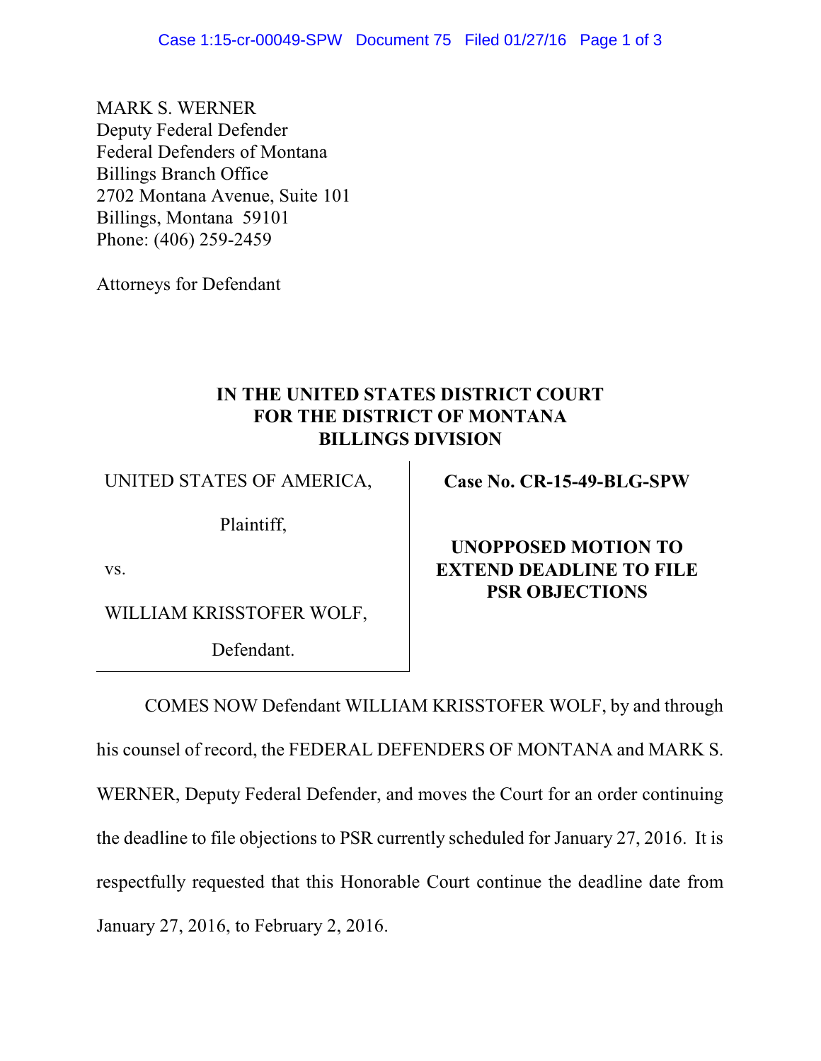MARK S. WERNER
Deputy Federal Defender
Federal Defenders of Montana
Billings Branch Office
2702 Montana Avenue, Suite 101
Billings, Montana 59101
Phone: (406) 259-2459

Attorneys for Defendant

**IN THE UNITED STATES DISTRICT COURT**
**FOR THE DISTRICT OF MONTANA**
**BILLINGS DIVISION**

| | |
|---|---|
| UNITED STATES OF AMERICA,<br><br>Plaintiff,<br><br>vs.<br><br>WILLIAM KRISSTOFER WOLF,<br><br>Defendant. | **Case No. CR-15-49-BLG-SPW**<br><br>**UNOPPOSED MOTION TO EXTEND DEADLINE TO FILE PSR OBJECTIONS** |

COMES NOW Defendant WILLIAM KRISSTOFER WOLF, by and through his counsel of record, the FEDERAL DEFENDERS OF MONTANA and MARK S. WERNER, Deputy Federal Defender, and moves the Court for an order continuing the deadline to file objections to PSR currently scheduled for January 27, 2016. It is respectfully requested that this Honorable Court continue the deadline date from January 27, 2016, to February 2, 2016.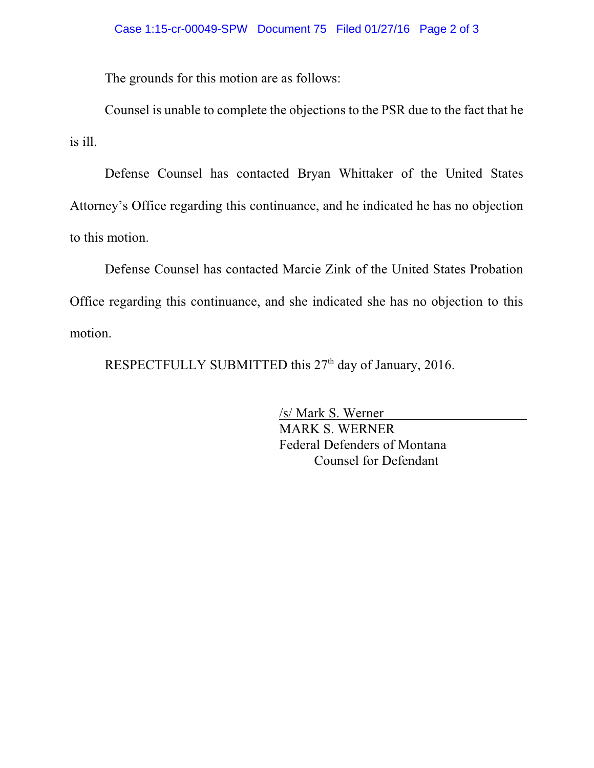The grounds for this motion are as follows:

Counsel is unable to complete the objections to the PSR due to the fact that he is ill.

Defense Counsel has contacted Bryan Whittaker of the United States Attorney's Office regarding this continuance, and he indicated he has no objection to this motion.

Defense Counsel has contacted Marcie Zink of the United States Probation Office regarding this continuance, and she indicated she has no objection to this motion.

RESPECTFULLY SUBMITTED this 27th day of January, 2016.

/s/ Mark S. Werner
MARK S. WERNER
Federal Defenders of Montana
Counsel for Defendant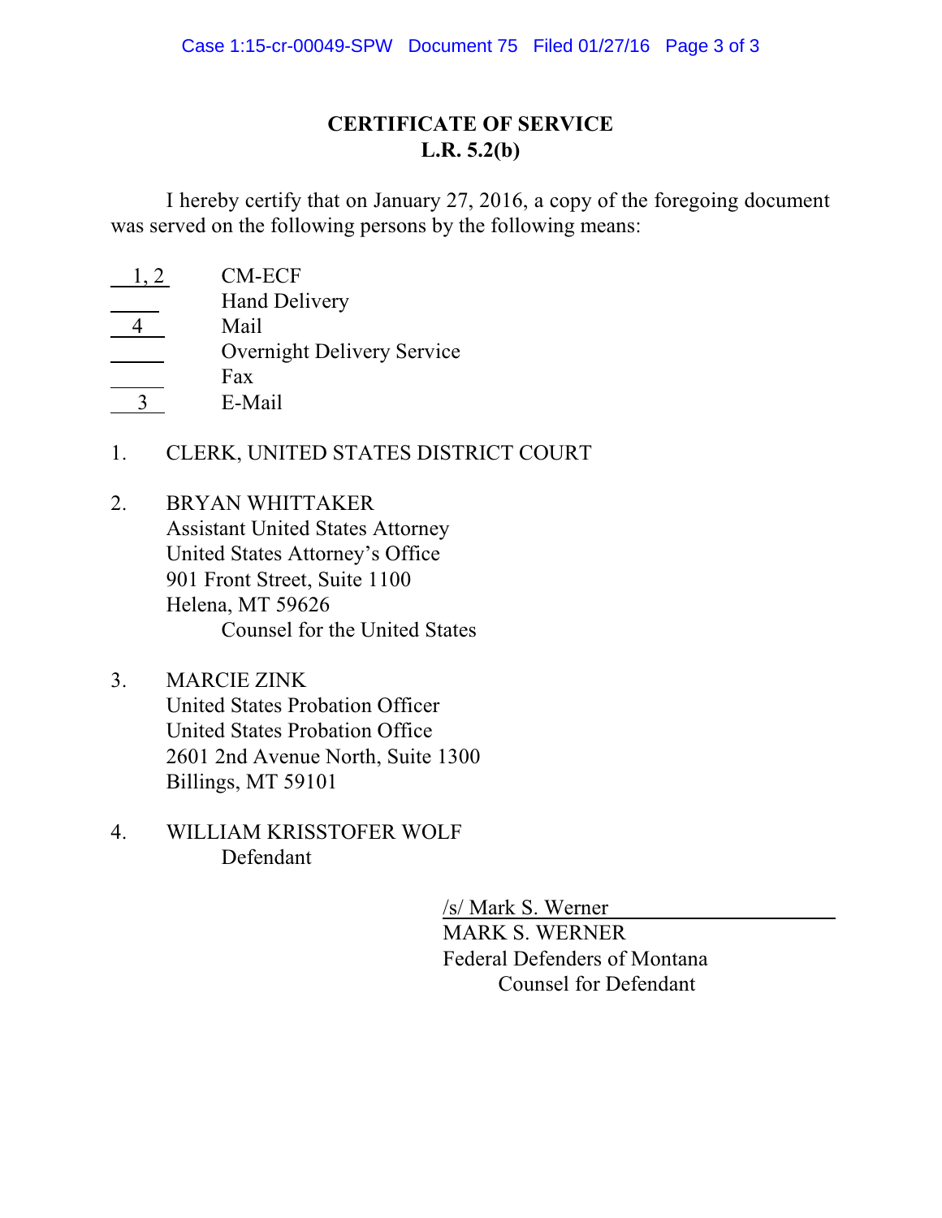# CERTIFICATE OF SERVICE
## L.R. 5.2(b)

I hereby certify that on January 27, 2016, a copy of the foregoing document was served on the following persons by the following means:

| | |
|---|---|
| 1, 2 | CM-ECF |
| | Hand Delivery |
| 4 | Mail |
| | Overnight Delivery Service |
| | Fax |
| 3 | E-Mail |

1. CLERK, UNITED STATES DISTRICT COURT

2. BRYAN WHITTAKER
   Assistant United States Attorney
   United States Attorney's Office
   901 Front Street, Suite 1100
   Helena, MT 59626
   Counsel for the United States

3. MARCIE ZINK
   United States Probation Officer
   United States Probation Office
   2601 2nd Avenue North, Suite 1300
   Billings, MT 59101

4. WILLIAM KRISSTOFER WOLF
   Defendant

/s/ Mark S. Werner
MARK S. WERNER
Federal Defenders of Montana
Counsel for Defendant